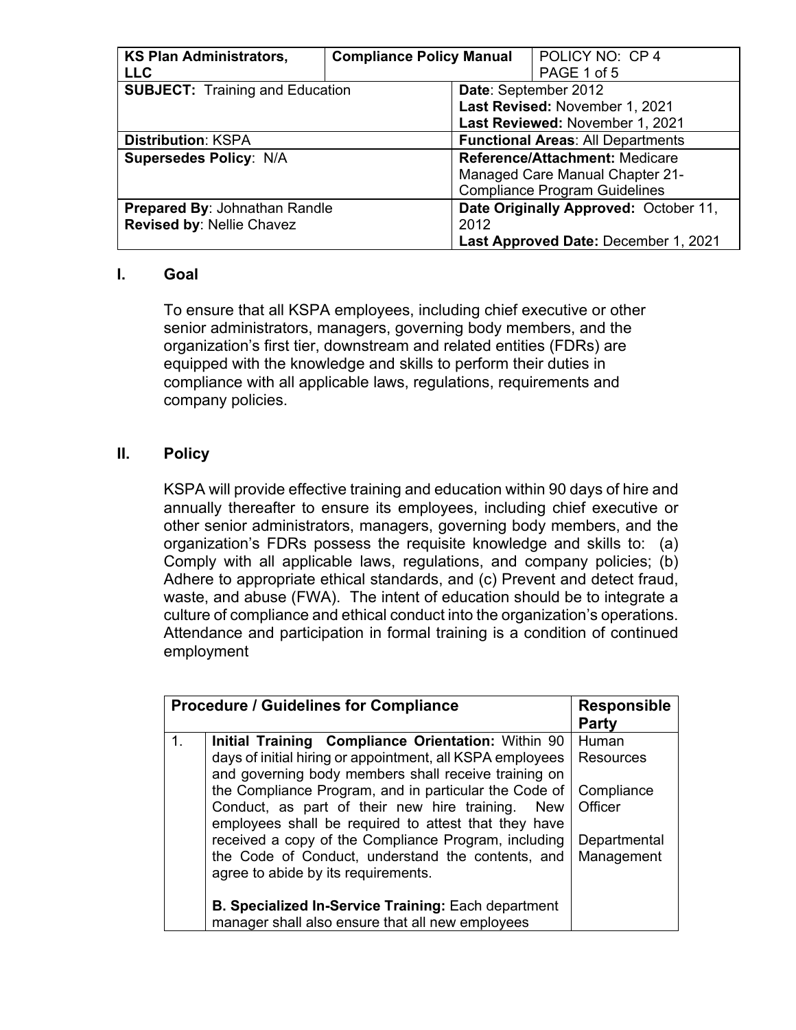| KS Plan Administrators, LLC | Compliance Policy Manual | POLICY NO: CP 4<br>PAGE 1 of 5 |
|---|---|---|
| **SUBJECT:** Training and Education | | **Date**: September 2012<br>**Last Revised:** November 1, 2021<br>**Last Reviewed:** November 1, 2021 |
| **Distribution**: KSPA | | **Functional Areas**: All Departments |
| **Supersedes Policy**: N/A | | **Reference/Attachment:** Medicare Managed Care Manual Chapter 21-Compliance Program Guidelines |
| **Prepared By**: Johnathan Randle<br>**Revised by**: Nellie Chavez | | **Date Originally Approved:** October 11, 2012<br>**Last Approved Date:** December 1, 2021 |

## I. Goal

To ensure that all KSPA employees, including chief executive or other senior administrators, managers, governing body members, and the organization's first tier, downstream and related entities (FDRs) are equipped with the knowledge and skills to perform their duties in compliance with all applicable laws, regulations, requirements and company policies.

## II. Policy

KSPA will provide effective training and education within 90 days of hire and annually thereafter to ensure its employees, including chief executive or other senior administrators, managers, governing body members, and the organization's FDRs possess the requisite knowledge and skills to: (a) Comply with all applicable laws, regulations, and company policies; (b) Adhere to appropriate ethical standards, and (c) Prevent and detect fraud, waste, and abuse (FWA). The intent of education should be to integrate a culture of compliance and ethical conduct into the organization's operations. Attendance and participation in formal training is a condition of continued employment

| | Procedure / Guidelines for Compliance | Responsible Party |
|---|---|---|
| 1. | **Initial Training Compliance Orientation:** Within 90 days of initial hiring or appointment, all KSPA employees and governing body members shall receive training on the Compliance Program, and in particular the Code of Conduct, as part of their new hire training. New employees shall be required to attest that they have received a copy of the Compliance Program, including the Code of Conduct, understand the contents, and agree to abide by its requirements.<br><br>**B. Specialized In-Service Training:** Each department manager shall also ensure that all new employees | Human Resources<br><br>Compliance Officer<br><br>Departmental Management |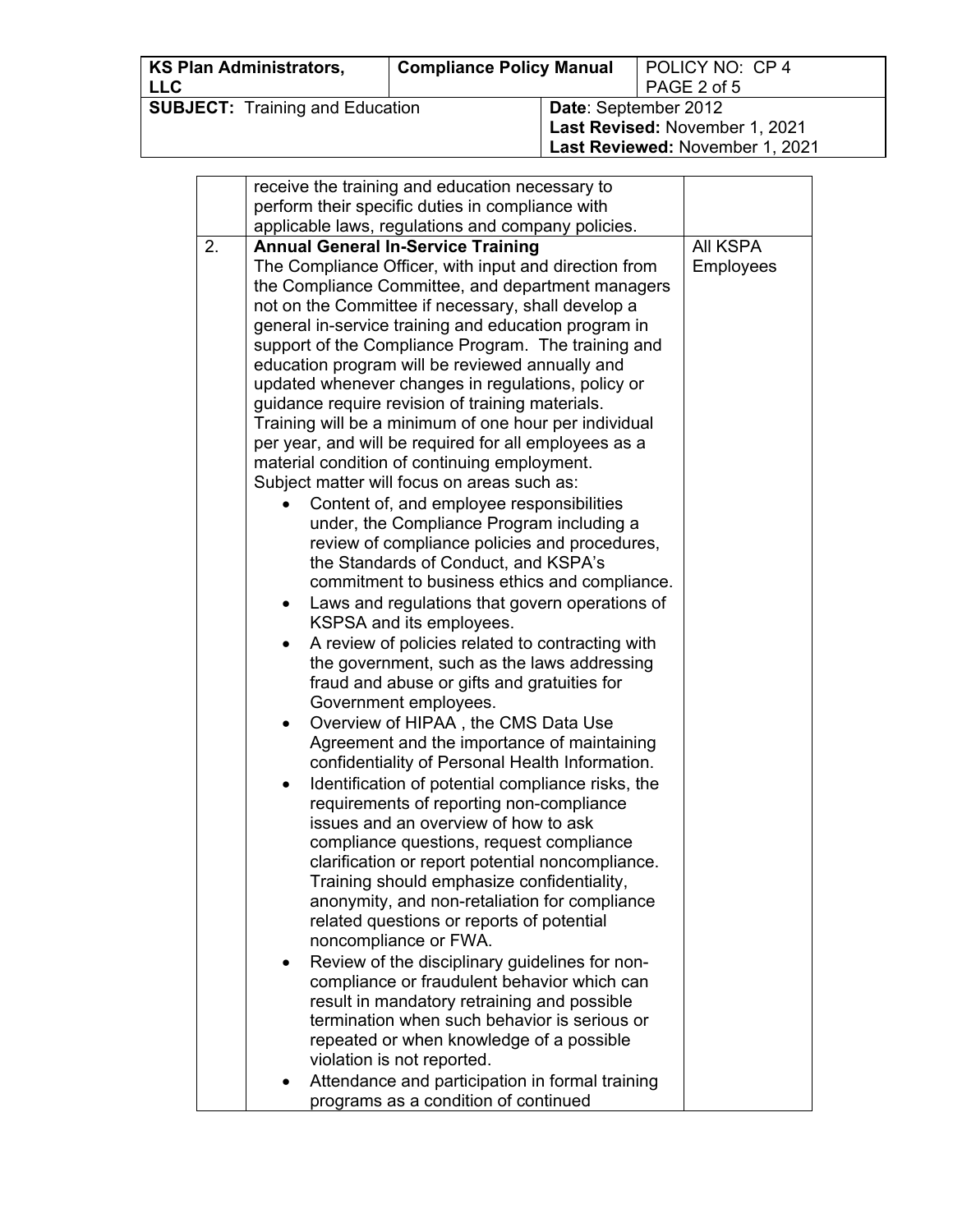| KS Plan Administrators, LLC | Compliance Policy Manual | POLICY NO: CP 4 |
| --- | --- | --- |
| **SUBJECT:** Training and Education | | **Date**: September 2012<br>**Last Revised:** November 1, 2021<br>**Last Reviewed:** November 1, 2021 |

| | | |
| --- | --- | --- |
| | receive the training and education necessary to perform their specific duties in compliance with applicable laws, regulations and company policies. | |
| 2. | **Annual General In-Service Training**<br>The Compliance Officer, with input and direction from the Compliance Committee, and department managers not on the Committee if necessary, shall develop a general in-service training and education program in support of the Compliance Program. The training and education program will be reviewed annually and updated whenever changes in regulations, policy or guidance require revision of training materials. Training will be a minimum of one hour per individual per year, and will be required for all employees as a material condition of continuing employment.<br>Subject matter will focus on areas such as:<br>• Content of, and employee responsibilities under, the Compliance Program including a review of compliance policies and procedures, the Standards of Conduct, and KSPA's commitment to business ethics and compliance.<br>• Laws and regulations that govern operations of KSPSA and its employees.<br>• A review of policies related to contracting with the government, such as the laws addressing fraud and abuse or gifts and gratuities for Government employees.<br>• Overview of HIPAA , the CMS Data Use Agreement and the importance of maintaining confidentiality of Personal Health Information.<br>• Identification of potential compliance risks, the requirements of reporting non-compliance issues and an overview of how to ask compliance questions, request compliance clarification or report potential noncompliance. Training should emphasize confidentiality, anonymity, and non-retaliation for compliance related questions or reports of potential noncompliance or FWA.<br>• Review of the disciplinary guidelines for non-compliance or fraudulent behavior which can result in mandatory retraining and possible termination when such behavior is serious or repeated or when knowledge of a possible violation is not reported.<br>• Attendance and participation in formal training programs as a condition of continued | All KSPA Employees |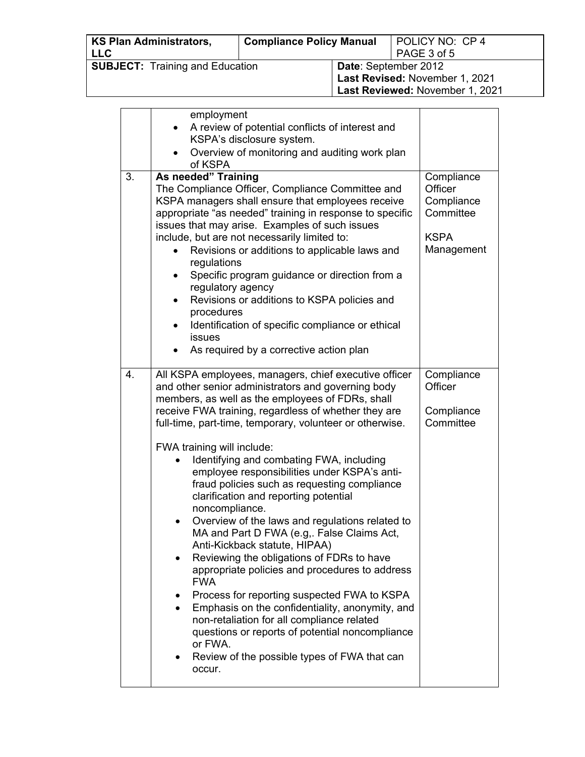| | | |
|---|---|---|
| | employment<br>• A review of potential conflicts of interest and KSPA's disclosure system.<br>• Overview of monitoring and auditing work plan of KSPA | |
| 3. | **As needed" Training**<br>The Compliance Officer, Compliance Committee and KSPA managers shall ensure that employees receive appropriate "as needed" training in response to specific issues that may arise. Examples of such issues include, but are not necessarily limited to:<br>• Revisions or additions to applicable laws and regulations<br>• Specific program guidance or direction from a regulatory agency<br>• Revisions or additions to KSPA policies and procedures<br>• Identification of specific compliance or ethical issues<br>• As required by a corrective action plan | Compliance Officer<br>Compliance Committee<br><br>KSPA Management |
| 4. | All KSPA employees, managers, chief executive officer and other senior administrators and governing body members, as well as the employees of FDRs, shall receive FWA training, regardless of whether they are full-time, part-time, temporary, volunteer or otherwise.<br><br>FWA training will include:<br>• Identifying and combating FWA, including employee responsibilities under KSPA's anti-fraud policies such as requesting compliance clarification and reporting potential noncompliance.<br>• Overview of the laws and regulations related to MA and Part D FWA (e.g,. False Claims Act, Anti-Kickback statute, HIPAA)<br>• Reviewing the obligations of FDRs to have appropriate policies and procedures to address FWA<br>• Process for reporting suspected FWA to KSPA<br>• Emphasis on the confidentiality, anonymity, and non-retaliation for all compliance related questions or reports of potential noncompliance or FWA.<br>• Review of the possible types of FWA that can occur. | Compliance Officer<br><br>Compliance Committee |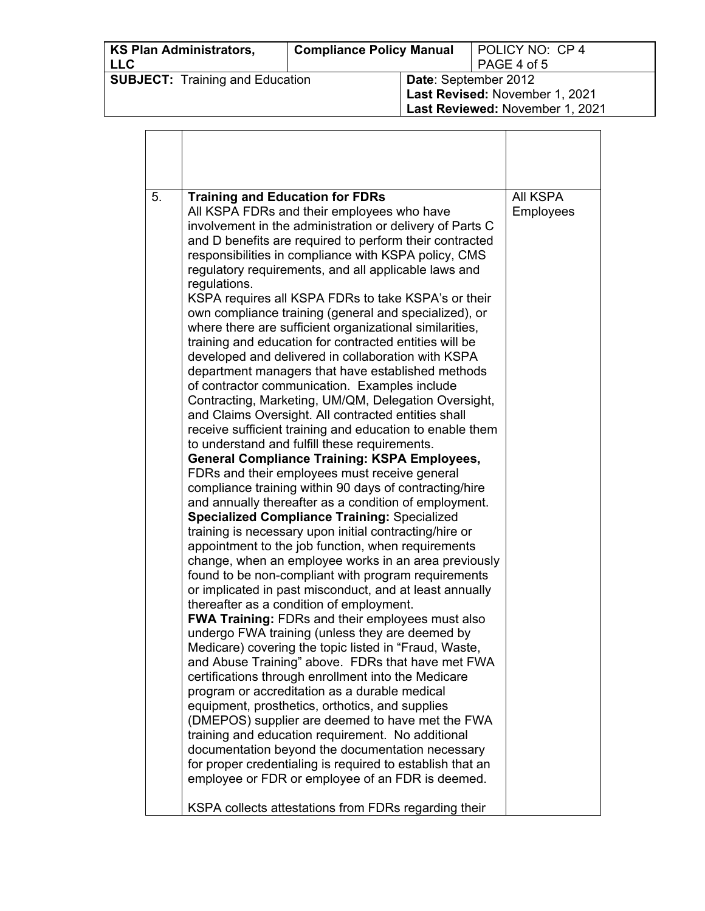| KS Plan Administrators, LLC | Compliance Policy Manual | POLICY NO: CP 4 PAGE 4 of 5 |
|---|---|---|
| **SUBJECT:** Training and Education | | **Date**: September 2012 **Last Revised:** November 1, 2021 **Last Reviewed:** November 1, 2021 |

| | | |
|---|---|---|
| | | |
| 5. | **Training and Education for FDRs**<br>All KSPA FDRs and their employees who have involvement in the administration or delivery of Parts C and D benefits are required to perform their contracted responsibilities in compliance with KSPA policy, CMS regulatory requirements, and all applicable laws and regulations.<br>KSPA requires all KSPA FDRs to take KSPA's or their own compliance training (general and specialized), or where there are sufficient organizational similarities, training and education for contracted entities will be developed and delivered in collaboration with KSPA department managers that have established methods of contractor communication. Examples include Contracting, Marketing, UM/QM, Delegation Oversight, and Claims Oversight. All contracted entities shall receive sufficient training and education to enable them to understand and fulfill these requirements.<br>**General Compliance Training: KSPA Employees,** FDRs and their employees must receive general compliance training within 90 days of contracting/hire and annually thereafter as a condition of employment.<br>**Specialized Compliance Training:** Specialized training is necessary upon initial contracting/hire or appointment to the job function, when requirements change, when an employee works in an area previously found to be non-compliant with program requirements or implicated in past misconduct, and at least annually thereafter as a condition of employment.<br>**FWA Training:** FDRs and their employees must also undergo FWA training (unless they are deemed by Medicare) covering the topic listed in "Fraud, Waste, and Abuse Training" above. FDRs that have met FWA certifications through enrollment into the Medicare program or accreditation as a durable medical equipment, prosthetics, orthotics, and supplies (DMEPOS) supplier are deemed to have met the FWA training and education requirement. No additional documentation beyond the documentation necessary for proper credentialing is required to establish that an employee or FDR or employee of an FDR is deemed.<br><br>KSPA collects attestations from FDRs regarding their | All KSPA Employees |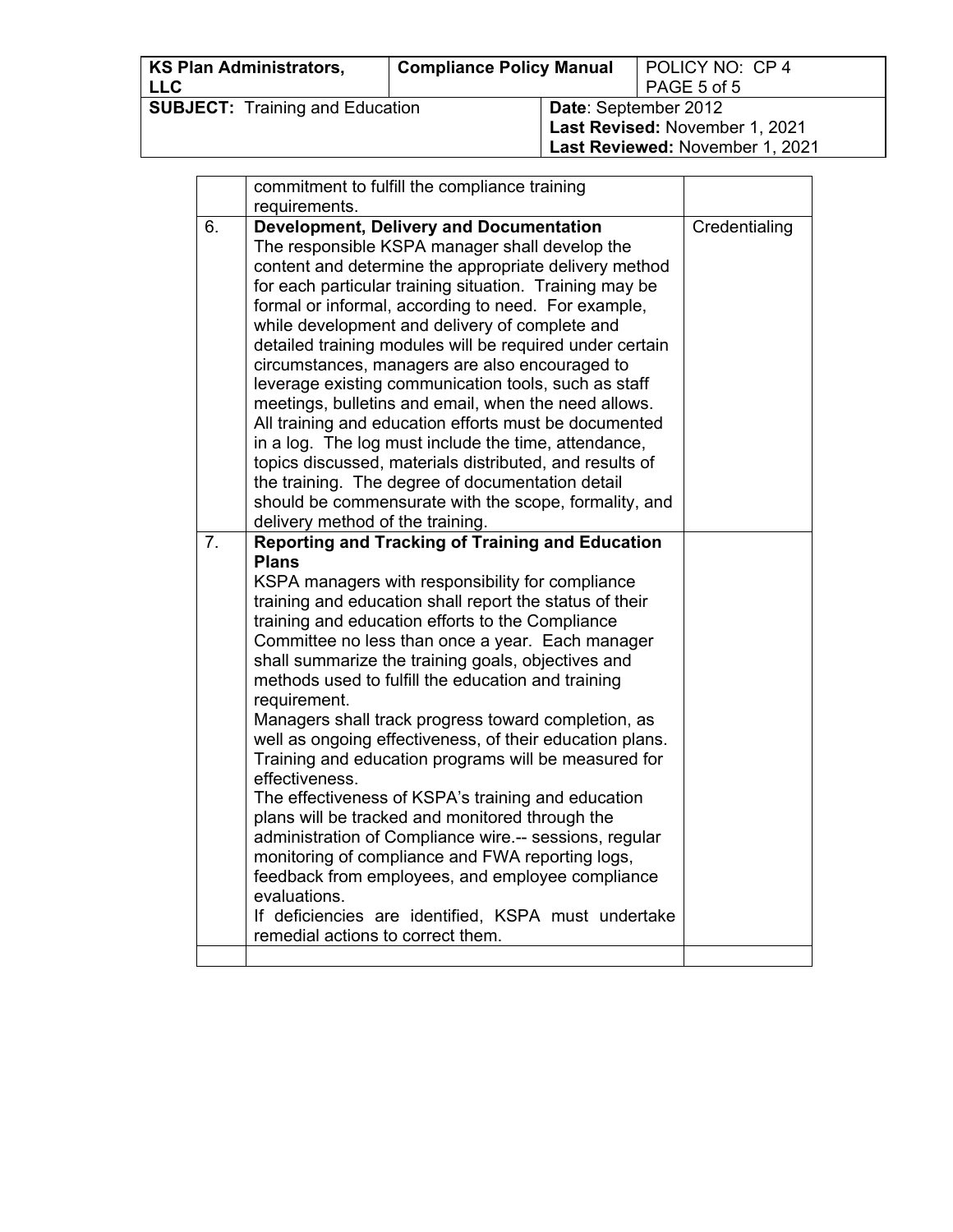| KS Plan Administrators, LLC | Compliance Policy Manual | POLICY NO: CP 4 PAGE 5 of 5 |
|---|---|---|
| **SUBJECT:** Training and Education | **Date**: September 2012 **Last Revised:** November 1, 2021 **Last Reviewed:** November 1, 2021 | |

| | | |
|---|---|---|
| | commitment to fulfill the compliance training requirements. | |
| 6. | **Development, Delivery and Documentation** The responsible KSPA manager shall develop the content and determine the appropriate delivery method for each particular training situation. Training may be formal or informal, according to need. For example, while development and delivery of complete and detailed training modules will be required under certain circumstances, managers are also encouraged to leverage existing communication tools, such as staff meetings, bulletins and email, when the need allows. All training and education efforts must be documented in a log. The log must include the time, attendance, topics discussed, materials distributed, and results of the training. The degree of documentation detail should be commensurate with the scope, formality, and delivery method of the training. | Credentialing |
| 7. | **Reporting and Tracking of Training and Education Plans** KSPA managers with responsibility for compliance training and education shall report the status of their training and education efforts to the Compliance Committee no less than once a year. Each manager shall summarize the training goals, objectives and methods used to fulfill the education and training requirement. Managers shall track progress toward completion, as well as ongoing effectiveness, of their education plans. Training and education programs will be measured for effectiveness. The effectiveness of KSPA's training and education plans will be tracked and monitored through the administration of Compliance wire.-- sessions, regular monitoring of compliance and FWA reporting logs, feedback from employees, and employee compliance evaluations. If deficiencies are identified, KSPA must undertake remedial actions to correct them. | |
| | | |